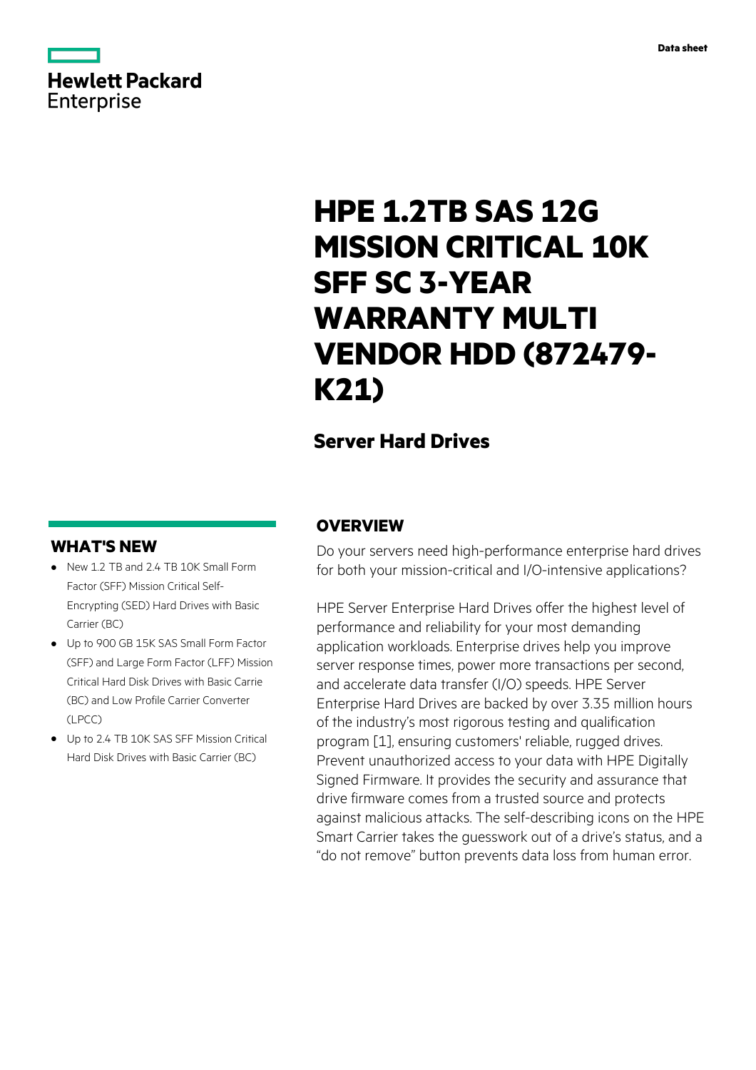Data sheet

# HPE 1.2TB SAS 12G MISSION CRITICAL 10K SFF SC 3-YEAR WARRANTY MULTI VENDOR HDD (872479-K21)

## Server Hard Drives

## WHAT'S NEW

- New 1.2 TB and 2.4 TB 10K Small Form Factor (SFF) Mission Critical Self-Encrypting (SED) Hard Drives with Basic Carrier (BC)
- Up to 900 GB 15K SAS Small Form Factor (SFF) and Large Form Factor (LFF) Mission Critical Hard Disk Drives with Basic Carrie (BC) and Low Profile Carrier Converter (LPCC)
- Up to 2.4 TB 10K SAS SFF Mission Critical Hard Disk Drives with Basic Carrier (BC)

## OVERVIEW

Do your servers need high-performance enterprise hard drives for both your mission-critical and I/O-intensive applications?

HPE Server Enterprise Hard Drives offer the highest level of performance and reliability for your most demanding application workloads. Enterprise drives help you improve server response times, power more transactions per second, and accelerate data transfer (I/O) speeds. HPE Server Enterprise Hard Drives are backed by over 3.35 million hours of the industry's most rigorous testing and qualification program [1], ensuring customers' reliable, rugged drives. Prevent unauthorized access to your data with HPE Digitally Signed Firmware. It provides the security and assurance that drive firmware comes from a trusted source and protects against malicious attacks. The self-describing icons on the HPE Smart Carrier takes the guesswork out of a drive's status, and a "do not remove" button prevents data loss from human error.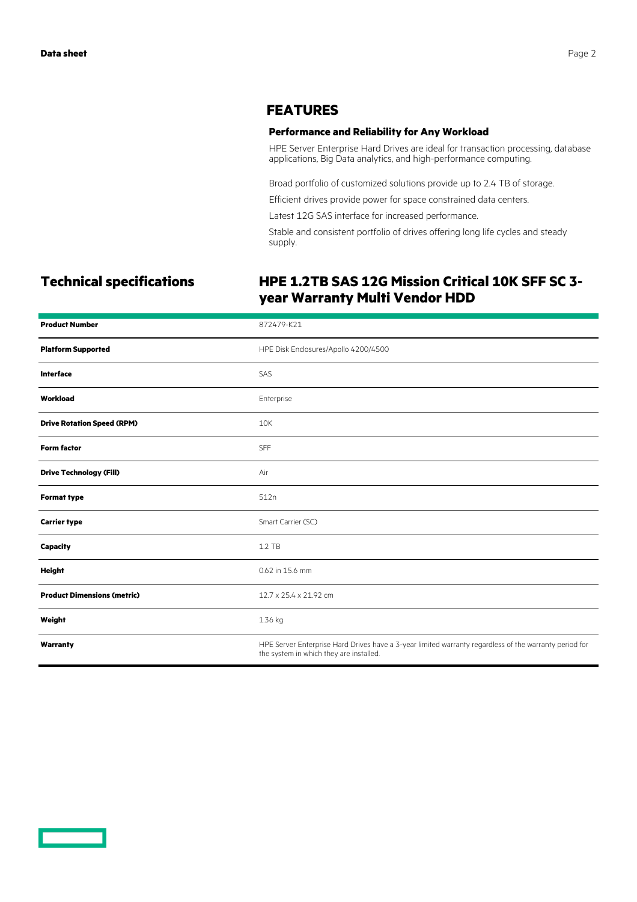## FEATURES

### Performance and Reliability for Any Workload

HPE Server Enterprise Hard Drives are ideal for transaction processing, database applications, Big Data analytics, and high-performance computing.

Broad portfolio of customized solutions provide up to 2.4 TB of storage.

Efficient drives provide power for space constrained data centers.

Latest 12G SAS interface for increased performance.

Stable and consistent portfolio of drives offering long life cycles and steady supply.

## Technical specifications

## HPE 1.2TB SAS 12G Mission Critical 10K SFF SC 3-year Warranty Multi Vendor HDD

| | |
|---|---|
| **Product Number** | 872479-K21 |
| **Platform Supported** | HPE Disk Enclosures/Apollo 4200/4500 |
| **Interface** | SAS |
| **Workload** | Enterprise |
| **Drive Rotation Speed (RPM)** | 10K |
| **Form factor** | SFF |
| **Drive Technology (Fill)** | Air |
| **Format type** | 512n |
| **Carrier type** | Smart Carrier (SC) |
| **Capacity** | 1.2 TB |
| **Height** | 0.62 in 15.6 mm |
| **Product Dimensions (metric)** | 12.7 x 25.4 x 21.92 cm |
| **Weight** | 1.36 kg |
| **Warranty** | HPE Server Enterprise Hard Drives have a 3-year limited warranty regardless of the warranty period for the system in which they are installed. |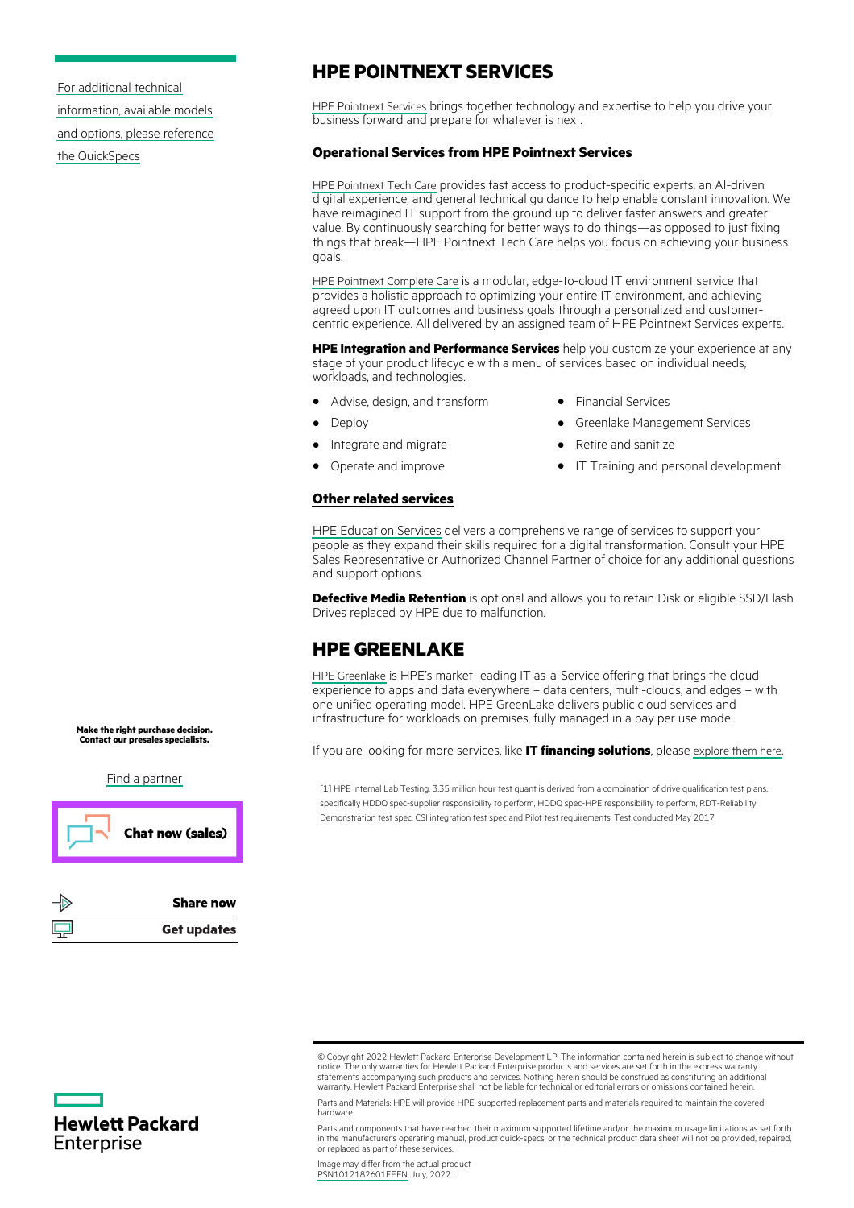For additional technical information, available models and options, please reference the QuickSpecs

## HPE POINTNEXT SERVICES

HPE Pointnext Services brings together technology and expertise to help you drive your business forward and prepare for whatever is next.

### Operational Services from HPE Pointnext Services

HPE Pointnext Tech Care provides fast access to product-specific experts, an AI-driven digital experience, and general technical guidance to help enable constant innovation. We have reimagined IT support from the ground up to deliver faster answers and greater value. By continuously searching for better ways to do things—as opposed to just fixing things that break—HPE Pointnext Tech Care helps you focus on achieving your business goals.

HPE Pointnext Complete Care is a modular, edge-to-cloud IT environment service that provides a holistic approach to optimizing your entire IT environment, and achieving agreed upon IT outcomes and business goals through a personalized and customer-centric experience. All delivered by an assigned team of HPE Pointnext Services experts.

**HPE Integration and Performance Services** help you customize your experience at any stage of your product lifecycle with a menu of services based on individual needs, workloads, and technologies.

- Advise, design, and transform
- Deploy
- Integrate and migrate
- Operate and improve
- Financial Services
- Greenlake Management Services
- Retire and sanitize
- IT Training and personal development

### Other related services

HPE Education Services delivers a comprehensive range of services to support your people as they expand their skills required for a digital transformation. Consult your HPE Sales Representative or Authorized Channel Partner of choice for any additional questions and support options.

**Defective Media Retention** is optional and allows you to retain Disk or eligible SSD/Flash Drives replaced by HPE due to malfunction.

## HPE GREENLAKE

HPE Greenlake is HPE's market-leading IT as-a-Service offering that brings the cloud experience to apps and data everywhere – data centers, multi-clouds, and edges – with one unified operating model. HPE GreenLake delivers public cloud services and infrastructure for workloads on premises, fully managed in a pay per use model.

If you are looking for more services, like **IT financing solutions**, please explore them here.

[1] HPE Internal Lab Testing. 3.35 million hour test quant is derived from a combination of drive qualification test plans, specifically HDDQ spec-supplier responsibility to perform, HDDQ spec-HPE responsibility to perform, RDT-Reliability Demonstration test spec, CSI integration test spec and Pilot test requirements. Test conducted May 2017.

**Make the right purchase decision. Contact our presales specialists.**

Find a partner

Chat now (sales)

Share now

Get updates

© Copyright 2022 Hewlett Packard Enterprise Development LP. The information contained herein is subject to change without notice. The only warranties for Hewlett Packard Enterprise products and services are set forth in the express warranty statements accompanying such products and services. Nothing herein should be construed as constituting an additional warranty. Hewlett Packard Enterprise shall not be liable for technical or editorial errors or omissions contained herein.

Parts and Materials: HPE will provide HPE-supported replacement parts and materials required to maintain the covered hardware.

Parts and components that have reached their maximum supported lifetime and/or the maximum usage limitations as set forth in the manufacturer's operating manual, product quick-specs, or the technical product data sheet will not be provided, repaired, or replaced as part of these services.

Image may differ from the actual product

PSN1012182601EEEN, July, 2022.

Hewlett Packard Enterprise